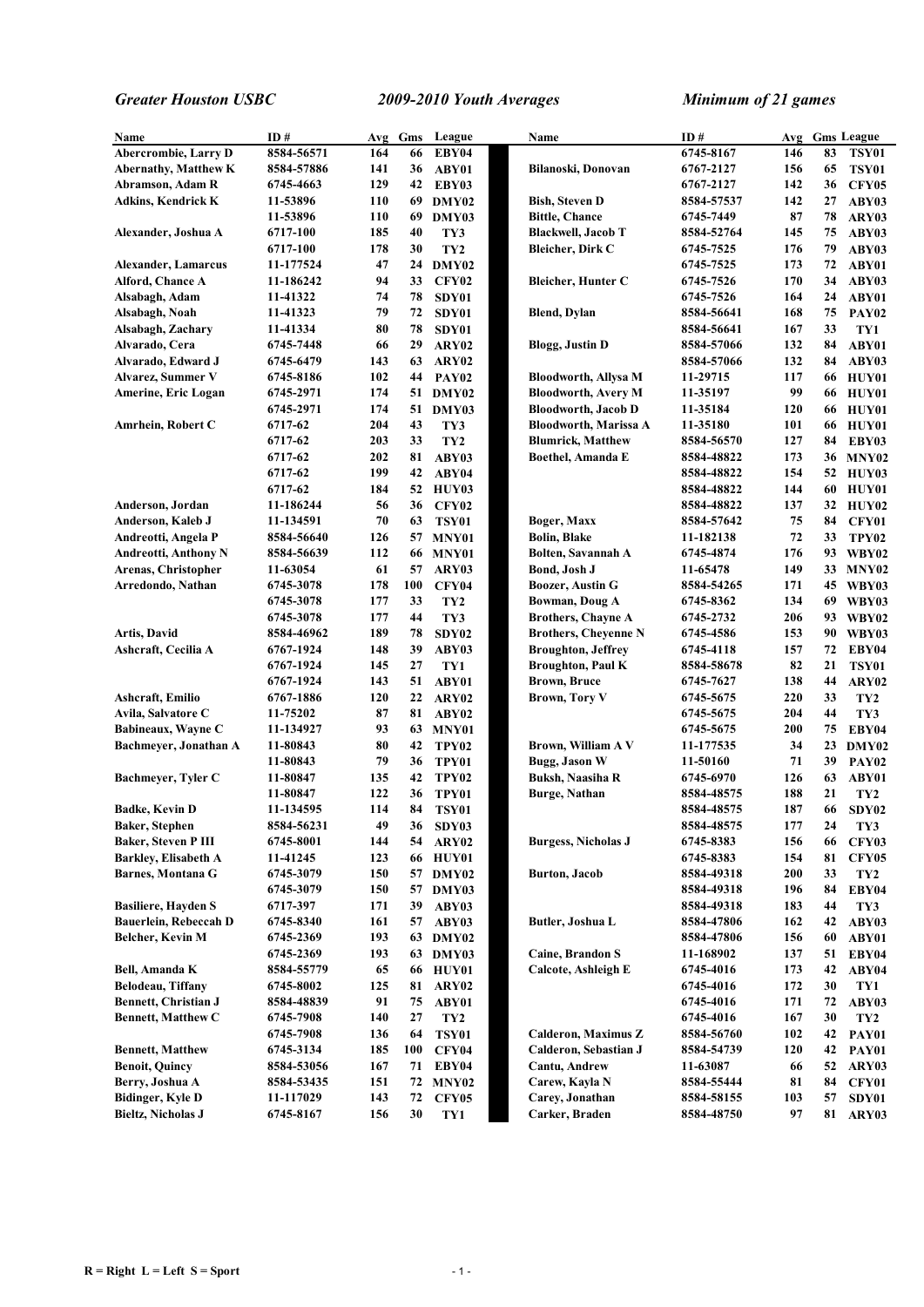*Greater Houston USBC* *2009-2010 Youth Averages* *Minimum of 21 games*

| Name | ID # | Avg | Gms | League |
|---|---|---|---|---|
| Abercrombie, Larry D | 8584-56571 | 164 | 66 | EBY04 |
| Abernathy, Matthew K | 8584-57886 | 141 | 36 | ABY01 |
| Abramson, Adam R | 6745-4663 | 129 | 42 | EBY03 |
| Adkins, Kendrick K | 11-53896 | 110 | 69 | DMY02 |
| | 11-53896 | 110 | 69 | DMY03 |
| Alexander, Joshua A | 6717-100 | 185 | 40 | TY3 |
| | 6717-100 | 178 | 30 | TY2 |
| Alexander, Lamarcus | 11-177524 | 47 | 24 | DMY02 |
| Alford, Chance A | 11-186242 | 94 | 33 | CFY02 |
| Alsabagh, Adam | 11-41322 | 74 | 78 | SDY01 |
| Alsabagh, Noah | 11-41323 | 79 | 72 | SDY01 |
| Alsabagh, Zachary | 11-41334 | 80 | 78 | SDY01 |
| Alvarado, Cera | 6745-7448 | 66 | 29 | ARY02 |
| Alvarado, Edward J | 6745-6479 | 143 | 63 | ARY02 |
| Alvarez, Summer V | 6745-8186 | 102 | 44 | PAY02 |
| Amerine, Eric Logan | 6745-2971 | 174 | 51 | DMY02 |
| | 6745-2971 | 174 | 51 | DMY03 |
| Amrhein, Robert C | 6717-62 | 204 | 43 | TY3 |
| | 6717-62 | 203 | 33 | TY2 |
| | 6717-62 | 202 | 81 | ABY03 |
| | 6717-62 | 199 | 42 | ABY04 |
| | 6717-62 | 184 | 52 | HUY03 |
| Anderson, Jordan | 11-186244 | 56 | 36 | CFY02 |
| Anderson, Kaleb J | 11-134591 | 70 | 63 | TSY01 |
| Andreotti, Angela P | 8584-56640 | 126 | 57 | MNY01 |
| Andreotti, Anthony N | 8584-56639 | 112 | 66 | MNY01 |
| Arenas, Christopher | 11-63054 | 61 | 57 | ARY03 |
| Arredondo, Nathan | 6745-3078 | 178 | 100 | CFY04 |
| | 6745-3078 | 177 | 33 | TY2 |
| | 6745-3078 | 177 | 44 | TY3 |
| Artis, David | 8584-46962 | 189 | 78 | SDY02 |
| Ashcraft, Cecilia A | 6767-1924 | 148 | 39 | ABY03 |
| | 6767-1924 | 145 | 27 | TY1 |
| | 6767-1924 | 143 | 51 | ABY01 |
| Ashcraft, Emilio | 6767-1886 | 120 | 22 | ARY02 |
| Avila, Salvatore C | 11-75202 | 87 | 81 | ABY02 |
| Babineaux, Wayne C | 11-134927 | 93 | 63 | MNY01 |
| Bachmeyer, Jonathan A | 11-80843 | 80 | 42 | TPY02 |
| | 11-80843 | 79 | 36 | TPY01 |
| Bachmeyer, Tyler C | 11-80847 | 135 | 42 | TPY02 |
| | 11-80847 | 122 | 36 | TPY01 |
| Badke, Kevin D | 11-134595 | 114 | 84 | TSY01 |
| Baker, Stephen | 8584-56231 | 49 | 36 | SDY03 |
| Baker, Steven P III | 6745-8001 | 144 | 54 | ARY02 |
| Barkley, Elisabeth A | 11-41245 | 123 | 66 | HUY01 |
| Barnes, Montana G | 6745-3079 | 150 | 57 | DMY02 |
| | 6745-3079 | 150 | 57 | DMY03 |
| Basiliere, Hayden S | 6717-397 | 171 | 39 | ABY03 |
| Bauerlein, Rebeccah D | 6745-8340 | 161 | 57 | ABY03 |
| Belcher, Kevin M | 6745-2369 | 193 | 63 | DMY02 |
| | 6745-2369 | 193 | 63 | DMY03 |
| Bell, Amanda K | 8584-55779 | 65 | 66 | HUY01 |
| Belodeau, Tiffany | 6745-8002 | 125 | 81 | ARY02 |
| Bennett, Christian J | 8584-48839 | 91 | 75 | ABY01 |
| Bennett, Matthew C | 6745-7908 | 140 | 27 | TY2 |
| | 6745-7908 | 136 | 64 | TSY01 |
| Bennett, Matthew | 6745-3134 | 185 | 100 | CFY04 |
| Benoit, Quincy | 8584-53056 | 167 | 71 | EBY04 |
| Berry, Joshua A | 8584-53435 | 151 | 72 | MNY02 |
| Bidinger, Kyle D | 11-117029 | 143 | 72 | CFY05 |
| Bieltz, Nicholas J | 6745-8167 | 156 | 30 | TY1 |
| | 6745-8167 | 146 | 83 | TSY01 |
| Bilanoski, Donovan | 6767-2127 | 156 | 65 | TSY01 |
| | 6767-2127 | 142 | 36 | CFY05 |
| Bish, Steven D | 8584-57537 | 142 | 27 | ABY03 |
| Bittle, Chance | 6745-7449 | 87 | 78 | ARY03 |
| Blackwell, Jacob T | 8584-52764 | 145 | 75 | ABY03 |
| Bleicher, Dirk C | 6745-7525 | 176 | 79 | ABY03 |
| | 6745-7525 | 173 | 72 | ABY01 |
| Bleicher, Hunter C | 6745-7526 | 170 | 34 | ABY03 |
| | 6745-7526 | 164 | 24 | ABY01 |
| Blend, Dylan | 8584-56641 | 168 | 75 | PAY02 |
| | 8584-56641 | 167 | 33 | TY1 |
| Blogg, Justin D | 8584-57066 | 132 | 84 | ABY01 |
| | 8584-57066 | 132 | 84 | ABY03 |
| Bloodworth, Allysa M | 11-29715 | 117 | 66 | HUY01 |
| Bloodworth, Avery M | 11-35197 | 99 | 66 | HUY01 |
| Bloodworth, Jacob D | 11-35184 | 120 | 66 | HUY01 |
| Bloodworth, Marissa A | 11-35180 | 101 | 66 | HUY01 |
| Blumrick, Matthew | 8584-56570 | 127 | 84 | EBY03 |
| Boethel, Amanda E | 8584-48822 | 173 | 36 | MNY02 |
| | 8584-48822 | 154 | 52 | HUY03 |
| | 8584-48822 | 144 | 60 | HUY01 |
| | 8584-48822 | 137 | 32 | HUY02 |
| Boger, Maxx | 8584-57642 | 75 | 84 | CFY01 |
| Bolin, Blake | 11-182138 | 72 | 33 | TPY02 |
| Bolten, Savannah A | 6745-4874 | 176 | 93 | WBY02 |
| Bond, Josh J | 11-65478 | 149 | 33 | MNY02 |
| Boozer, Austin G | 8584-54265 | 171 | 45 | WBY03 |
| Bowman, Doug A | 6745-8362 | 134 | 69 | WBY03 |
| Brothers, Chayne A | 6745-2732 | 206 | 93 | WBY02 |
| Brothers, Cheyenne N | 6745-4586 | 153 | 90 | WBY03 |
| Broughton, Jeffrey | 6745-4118 | 157 | 72 | EBY04 |
| Broughton, Paul K | 8584-58678 | 82 | 21 | TSY01 |
| Brown, Bruce | 6745-7627 | 138 | 44 | ARY02 |
| Brown, Tory V | 6745-5675 | 220 | 33 | TY2 |
| | 6745-5675 | 204 | 44 | TY3 |
| | 6745-5675 | 200 | 75 | EBY04 |
| Brown, William A V | 11-177535 | 34 | 23 | DMY02 |
| Bugg, Jason W | 11-50160 | 71 | 39 | PAY02 |
| Buksh, Naasiha R | 6745-6970 | 126 | 63 | ABY01 |
| Burge, Nathan | 8584-48575 | 188 | 21 | TY2 |
| | 8584-48575 | 187 | 66 | SDY02 |
| | 8584-48575 | 177 | 24 | TY3 |
| Burgess, Nicholas J | 6745-8383 | 156 | 66 | CFY03 |
| | 6745-8383 | 154 | 81 | CFY05 |
| Burton, Jacob | 8584-49318 | 200 | 33 | TY2 |
| | 8584-49318 | 196 | 84 | EBY04 |
| | 8584-49318 | 183 | 44 | TY3 |
| Butler, Joshua L | 8584-47806 | 162 | 42 | ABY03 |
| | 8584-47806 | 156 | 60 | ABY01 |
| Caine, Brandon S | 11-168902 | 137 | 51 | EBY04 |
| Calcote, Ashleigh E | 6745-4016 | 173 | 42 | ABY04 |
| | 6745-4016 | 172 | 30 | TY1 |
| | 6745-4016 | 171 | 72 | ABY03 |
| | 6745-4016 | 167 | 30 | TY2 |
| Calderon, Maximus Z | 8584-56760 | 102 | 42 | PAY01 |
| Calderon, Sebastian J | 8584-54739 | 120 | 42 | PAY01 |
| Cantu, Andrew | 11-63087 | 66 | 52 | ARY03 |
| Carew, Kayla N | 8584-55444 | 81 | 84 | CFY01 |
| Carey, Jonathan | 8584-58155 | 103 | 57 | SDY01 |
| Carker, Braden | 8584-48750 | 97 | 81 | ARY03 |

**R = Right L = Left S = Sport**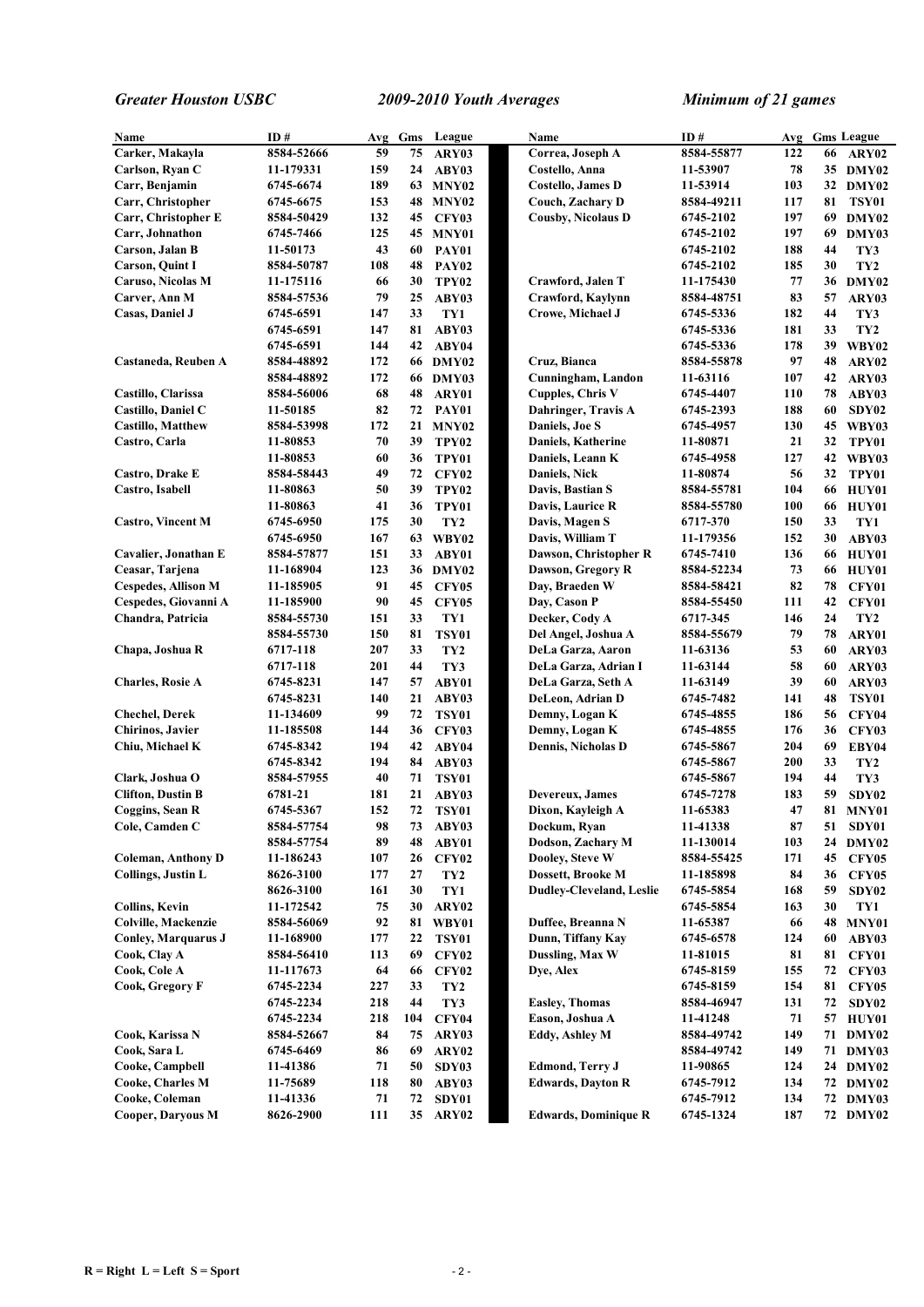*Greater Houston USBC* *2009-2010 Youth Averages* *Minimum of 21 games*

| Name | ID # | Avg | Gms | League |
|---|---|---|---|---|
| Carker, Makayla | 8584-52666 | 59 | 75 | ARY03 |
| Carlson, Ryan C | 11-179331 | 159 | 24 | ABY03 |
| Carr, Benjamin | 6745-6674 | 189 | 63 | MNY02 |
| Carr, Christopher | 6745-6675 | 153 | 48 | MNY02 |
| Carr, Christopher E | 8584-50429 | 132 | 45 | CFY03 |
| Carr, Johnathon | 6745-7466 | 125 | 45 | MNY01 |
| Carson, Jalan B | 11-50173 | 43 | 60 | PAY01 |
| Carson, Quint I | 8584-50787 | 108 | 48 | PAY02 |
| Caruso, Nicolas M | 11-175116 | 66 | 30 | TPY02 |
| Carver, Ann M | 8584-57536 | 79 | 25 | ABY03 |
| Casas, Daniel J | 6745-6591 | 147 | 33 | TY1 |
| | 6745-6591 | 147 | 81 | ABY03 |
| | 6745-6591 | 144 | 42 | ABY04 |
| Castaneda, Reuben A | 8584-48892 | 172 | 66 | DMY02 |
| | 8584-48892 | 172 | 66 | DMY03 |
| Castillo, Clarissa | 8584-56006 | 68 | 48 | ARY01 |
| Castillo, Daniel C | 11-50185 | 82 | 72 | PAY01 |
| Castillo, Matthew | 8584-53998 | 172 | 21 | MNY02 |
| Castro, Carla | 11-80853 | 70 | 39 | TPY02 |
| | 11-80853 | 60 | 36 | TPY01 |
| Castro, Drake E | 8584-58443 | 49 | 72 | CFY02 |
| Castro, Isabell | 11-80863 | 50 | 39 | TPY02 |
| | 11-80863 | 41 | 36 | TPY01 |
| Castro, Vincent M | 6745-6950 | 175 | 30 | TY2 |
| | 6745-6950 | 167 | 63 | WBY02 |
| Cavalier, Jonathan E | 8584-57877 | 151 | 33 | ABY01 |
| Ceasar, Tarjena | 11-168904 | 123 | 36 | DMY02 |
| Cespedes, Allison M | 11-185905 | 91 | 45 | CFY05 |
| Cespedes, Giovanni A | 11-185900 | 90 | 45 | CFY05 |
| Chandra, Patricia | 8584-55730 | 151 | 33 | TY1 |
| | 8584-55730 | 150 | 81 | TSY01 |
| Chapa, Joshua R | 6717-118 | 207 | 33 | TY2 |
| | 6717-118 | 201 | 44 | TY3 |
| Charles, Rosie A | 6745-8231 | 147 | 57 | ABY01 |
| | 6745-8231 | 140 | 21 | ABY03 |
| Chechel, Derek | 11-134609 | 99 | 72 | TSY01 |
| Chirinos, Javier | 11-185508 | 144 | 36 | CFY03 |
| Chiu, Michael K | 6745-8342 | 194 | 42 | ABY04 |
| | 6745-8342 | 194 | 84 | ABY03 |
| Clark, Joshua O | 8584-57955 | 40 | 71 | TSY01 |
| Clifton, Dustin B | 6781-21 | 181 | 21 | ABY03 |
| Coggins, Sean R | 6745-5367 | 152 | 72 | TSY01 |
| Cole, Camden C | 8584-57754 | 98 | 73 | ABY03 |
| | 8584-57754 | 89 | 48 | ABY01 |
| Coleman, Anthony D | 11-186243 | 107 | 26 | CFY02 |
| Collings, Justin L | 8626-3100 | 177 | 27 | TY2 |
| | 8626-3100 | 161 | 30 | TY1 |
| Collins, Kevin | 11-172542 | 75 | 30 | ARY02 |
| Colville, Mackenzie | 8584-56069 | 92 | 81 | WBY01 |
| Conley, Marquarus J | 11-168900 | 177 | 22 | TSY01 |
| Cook, Clay A | 8584-56410 | 113 | 69 | CFY02 |
| Cook, Cole A | 11-117673 | 64 | 66 | CFY02 |
| Cook, Gregory F | 6745-2234 | 227 | 33 | TY2 |
| | 6745-2234 | 218 | 44 | TY3 |
| | 6745-2234 | 218 | 104 | CFY04 |
| Cook, Karissa N | 8584-52667 | 84 | 75 | ARY03 |
| Cook, Sara L | 6745-6469 | 86 | 69 | ARY02 |
| Cooke, Campbell | 11-41386 | 71 | 50 | SDY03 |
| Cooke, Charles M | 11-75689 | 118 | 80 | ABY03 |
| Cooke, Coleman | 11-41336 | 71 | 72 | SDY01 |
| Cooper, Daryous M | 8626-2900 | 111 | 35 | ARY02 |
| Correa, Joseph A | 8584-55877 | 122 | 66 | ARY02 |
| Costello, Anna | 11-53907 | 78 | 35 | DMY02 |
| Costello, James D | 11-53914 | 103 | 32 | DMY02 |
| Couch, Zachary D | 8584-49211 | 117 | 81 | TSY01 |
| Cousby, Nicolaus D | 6745-2102 | 197 | 69 | DMY02 |
| | 6745-2102 | 197 | 69 | DMY03 |
| | 6745-2102 | 188 | 44 | TY3 |
| | 6745-2102 | 185 | 30 | TY2 |
| Crawford, Jalen T | 11-175430 | 77 | 36 | DMY02 |
| Crawford, Kaylynn | 8584-48751 | 83 | 57 | ARY03 |
| Crowe, Michael J | 6745-5336 | 182 | 44 | TY3 |
| | 6745-5336 | 181 | 33 | TY2 |
| | 6745-5336 | 178 | 39 | WBY02 |
| Cruz, Bianca | 8584-55878 | 97 | 48 | ARY02 |
| Cunningham, Landon | 11-63116 | 107 | 42 | ARY03 |
| Cupples, Chris V | 6745-4407 | 110 | 78 | ABY03 |
| Dahringer, Travis A | 6745-2393 | 188 | 60 | SDY02 |
| Daniels, Joe S | 6745-4957 | 130 | 45 | WBY03 |
| Daniels, Katherine | 11-80871 | 21 | 32 | TPY01 |
| Daniels, Leann K | 6745-4958 | 127 | 42 | WBY03 |
| Daniels, Nick | 11-80874 | 56 | 32 | TPY01 |
| Davis, Bastian S | 8584-55781 | 104 | 66 | HUY01 |
| Davis, Laurice R | 8584-55780 | 100 | 66 | HUY01 |
| Davis, Magen S | 6717-345 | 150 | 33 | TY1 |
| Davis, William T | 11-179356 | 152 | 30 | ABY03 |
| Dawson, Christopher R | 6745-7410 | 136 | 66 | HUY01 |
| Dawson, Gregory R | 8584-52234 | 73 | 66 | HUY01 |
| Day, Braeden W | 8584-58421 | 82 | 78 | CFY01 |
| Day, Cason P | 8584-55450 | 111 | 42 | CFY01 |
| Decker, Cody A | 6717-345 | 146 | 24 | TY2 |
| Del Angel, Joshua A | 8584-55679 | 79 | 78 | ARY01 |
| DeLa Garza, Aaron | 11-63136 | 53 | 60 | ARY03 |
| DeLa Garza, Adrian I | 11-63144 | 58 | 60 | ARY03 |
| DeLa Garza, Seth A | 11-63149 | 39 | 60 | ARY03 |
| DeLeon, Adrian D | 6745-7482 | 141 | 48 | TSY01 |
| Demny, Logan K | 6745-4855 | 186 | 56 | CFY04 |
| Demny, Logan K | 6745-4855 | 176 | 36 | CFY03 |
| Dennis, Nicholas D | 6745-5867 | 204 | 69 | EBY04 |
| | 6745-5867 | 200 | 33 | TY2 |
| | 6745-5867 | 194 | 44 | TY3 |
| Devereux, James | 6745-7278 | 183 | 59 | SDY02 |
| Dixon, Kayleigh A | 11-65383 | 47 | 81 | MNY01 |
| Dockum, Ryan | 11-41338 | 87 | 51 | SDY01 |
| Dodson, Zachary M | 11-130014 | 103 | 24 | DMY02 |
| Dooley, Steve W | 8584-55425 | 171 | 45 | CFY05 |
| Dossett, Brooke M | 11-185898 | 84 | 36 | CFY05 |
| Dudley-Cleveland, Leslie | 6745-5854 | 168 | 59 | SDY02 |
| | 6745-5854 | 163 | 30 | TY1 |
| Duffee, Breanna N | 11-65387 | 66 | 48 | MNY01 |
| Dunn, Tiffany Kay | 6745-6578 | 124 | 60 | ABY03 |
| Dussling, Max W | 11-81015 | 81 | 81 | CFY01 |
| Dye, Alex | 6745-8159 | 155 | 72 | CFY03 |
| | 6745-8159 | 154 | 81 | CFY05 |
| Easley, Thomas | 8584-46947 | 131 | 72 | SDY02 |
| Eason, Joshua A | 11-41248 | 71 | 57 | HUY01 |
| Eddy, Ashley M | 8584-49742 | 149 | 71 | DMY02 |
| | 8584-49742 | 149 | 71 | DMY03 |
| Edmond, Terry J | 11-90865 | 124 | 24 | DMY02 |
| Edwards, Dayton R | 6745-7912 | 134 | 72 | DMY02 |
| | 6745-7912 | 134 | 72 | DMY03 |
| Edwards, Dominique R | 6745-1324 | 187 | 72 | DMY02 |

R = Right L = Left S = Sport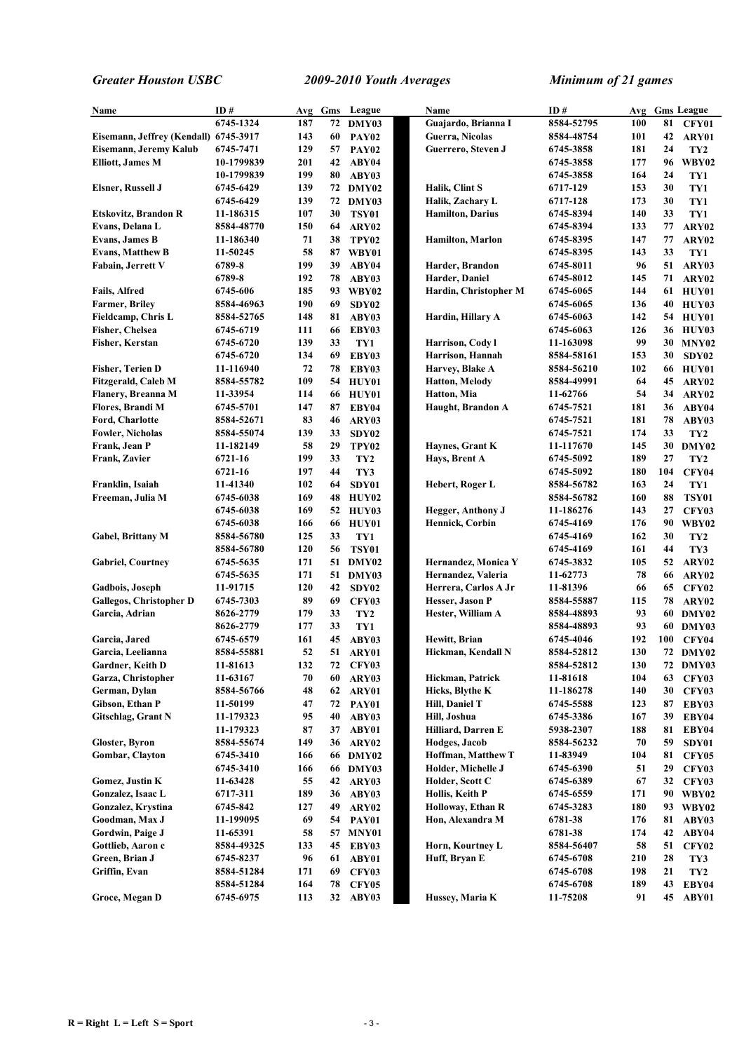*Greater Houston USBC* *2009-2010 Youth Averages* *Minimum of 21 games*

| Name | ID # | Avg | Gms | League |
|---|---|---|---|---|
| | 6745-1324 | 187 | 72 | DMY03 |
| Eisemann, Jeffrey (Kendall) | 6745-3917 | 143 | 60 | PAY02 |
| Eisemann, Jeremy Kalub | 6745-7471 | 129 | 57 | PAY02 |
| Elliott, James M | 10-1799839 | 201 | 42 | ABY04 |
| | 10-1799839 | 199 | 80 | ABY03 |
| Elsner, Russell J | 6745-6429 | 139 | 72 | DMY02 |
| | 6745-6429 | 139 | 72 | DMY03 |
| Etskovitz, Brandon R | 11-186315 | 107 | 30 | TSY01 |
| Evans, Delana L | 8584-48770 | 150 | 64 | ARY02 |
| Evans, James B | 11-186340 | 71 | 38 | TPY02 |
| Evans, Matthew B | 11-50245 | 58 | 87 | WBY01 |
| Fabain, Jerrett V | 6789-8 | 199 | 39 | ABY04 |
| | 6789-8 | 192 | 78 | ABY03 |
| Fails, Alfred | 6745-606 | 185 | 93 | WBY02 |
| Farmer, Briley | 8584-46963 | 190 | 69 | SDY02 |
| Fieldcamp, Chris L | 8584-52765 | 148 | 81 | ABY03 |
| Fisher, Chelsea | 6745-6719 | 111 | 66 | EBY03 |
| Fisher, Kerstan | 6745-6720 | 139 | 33 | TY1 |
| | 6745-6720 | 134 | 69 | EBY03 |
| Fisher, Terien D | 11-116940 | 72 | 78 | EBY03 |
| Fitzgerald, Caleb M | 8584-55782 | 109 | 54 | HUY01 |
| Flanery, Breanna M | 11-33954 | 114 | 66 | HUY01 |
| Flores, Brandi M | 6745-5701 | 147 | 87 | EBY04 |
| Ford, Charlotte | 8584-52671 | 83 | 46 | ARY03 |
| Fowler, Nicholas | 8584-55074 | 139 | 33 | SDY02 |
| Frank, Jean P | 11-182149 | 58 | 29 | TPY02 |
| Frank, Zavier | 6721-16 | 199 | 33 | TY2 |
| | 6721-16 | 197 | 44 | TY3 |
| Franklin, Isaiah | 11-41340 | 102 | 64 | SDY01 |
| Freeman, Julia M | 6745-6038 | 169 | 48 | HUY02 |
| | 6745-6038 | 169 | 52 | HUY03 |
| | 6745-6038 | 166 | 66 | HUY01 |
| Gabel, Brittany M | 8584-56780 | 125 | 33 | TY1 |
| | 8584-56780 | 120 | 56 | TSY01 |
| Gabriel, Courtney | 6745-5635 | 171 | 51 | DMY02 |
| | 6745-5635 | 171 | 51 | DMY03 |
| Gadbois, Joseph | 11-91715 | 120 | 42 | SDY02 |
| Gallegos, Christopher D | 6745-7303 | 89 | 69 | CFY03 |
| Garcia, Adrian | 8626-2779 | 179 | 33 | TY2 |
| | 8626-2779 | 177 | 33 | TY1 |
| Garcia, Jared | 6745-6579 | 161 | 45 | ABY03 |
| Garcia, Leelianna | 8584-55881 | 52 | 51 | ARY01 |
| Gardner, Keith D | 11-81613 | 132 | 72 | CFY03 |
| Garza, Christopher | 11-63167 | 70 | 60 | ARY03 |
| German, Dylan | 8584-56766 | 48 | 62 | ARY01 |
| Gibson, Ethan P | 11-50199 | 47 | 72 | PAY01 |
| Gitschlag, Grant N | 11-179323 | 95 | 40 | ABY03 |
| | 11-179323 | 87 | 37 | ABY01 |
| Gloster, Byron | 8584-55674 | 149 | 36 | ARY02 |
| Gombar, Clayton | 6745-3410 | 166 | 66 | DMY02 |
| | 6745-3410 | 166 | 66 | DMY03 |
| Gomez, Justin K | 11-63428 | 55 | 42 | ARY03 |
| Gonzalez, Isaac L | 6717-311 | 189 | 36 | ABY03 |
| Gonzalez, Krystina | 6745-842 | 127 | 49 | ARY02 |
| Goodman, Max J | 11-199095 | 69 | 54 | PAY01 |
| Gordwin, Paige J | 11-65391 | 58 | 57 | MNY01 |
| Gottlieb, Aaron c | 8584-49325 | 133 | 45 | EBY03 |
| Green, Brian J | 6745-8237 | 96 | 61 | ABY01 |
| Griffin, Evan | 8584-51284 | 171 | 69 | CFY03 |
| | 8584-51284 | 164 | 78 | CFY05 |
| Groce, Megan D | 6745-6975 | 113 | 32 | ABY03 |
| Guajardo, Brianna I | 8584-52795 | 100 | 81 | CFY01 |
| Guerra, Nicolas | 8584-48754 | 101 | 42 | ARY01 |
| Guerrero, Steven J | 6745-3858 | 181 | 24 | TY2 |
| | 6745-3858 | 177 | 96 | WBY02 |
| | 6745-3858 | 164 | 24 | TY1 |
| Halik, Clint S | 6717-129 | 153 | 30 | TY1 |
| Halik, Zachary L | 6717-128 | 173 | 30 | TY1 |
| Hamilton, Darius | 6745-8394 | 140 | 33 | TY1 |
| | 6745-8394 | 133 | 77 | ARY02 |
| Hamilton, Marlon | 6745-8395 | 147 | 77 | ARY02 |
| | 6745-8395 | 143 | 33 | TY1 |
| Harder, Brandon | 6745-8011 | 96 | 51 | ARY03 |
| Harder, Daniel | 6745-8012 | 145 | 71 | ARY02 |
| Hardin, Christopher M | 6745-6065 | 144 | 61 | HUY01 |
| | 6745-6065 | 136 | 40 | HUY03 |
| Hardin, Hillary A | 6745-6063 | 142 | 54 | HUY01 |
| | 6745-6063 | 126 | 36 | HUY03 |
| Harrison, Cody l | 11-163098 | 99 | 30 | MNY02 |
| Harrison, Hannah | 8584-58161 | 153 | 30 | SDY02 |
| Harvey, Blake A | 8584-56210 | 102 | 66 | HUY01 |
| Hatton, Melody | 8584-49991 | 64 | 45 | ARY02 |
| Hatton, Mia | 11-62766 | 54 | 34 | ARY02 |
| Haught, Brandon A | 6745-7521 | 181 | 36 | ABY04 |
| | 6745-7521 | 181 | 78 | ABY03 |
| | 6745-7521 | 174 | 33 | TY2 |
| Haynes, Grant K | 11-117670 | 145 | 30 | DMY02 |
| Hays, Brent A | 6745-5092 | 189 | 27 | TY2 |
| | 6745-5092 | 180 | 104 | CFY04 |
| Hebert, Roger L | 8584-56782 | 163 | 24 | TY1 |
| | 8584-56782 | 160 | 88 | TSY01 |
| Hegger, Anthony J | 11-186276 | 143 | 27 | CFY03 |
| Hennick, Corbin | 6745-4169 | 176 | 90 | WBY02 |
| | 6745-4169 | 162 | 30 | TY2 |
| | 6745-4169 | 161 | 44 | TY3 |
| Hernandez, Monica Y | 6745-3832 | 105 | 52 | ARY02 |
| Hernandez, Valeria | 11-62773 | 78 | 66 | ARY02 |
| Herrera, Carlos A Jr | 11-81396 | 66 | 65 | CFY02 |
| Hesser, Jason P | 8584-55887 | 115 | 78 | ARY02 |
| Hester, William A | 8584-48893 | 93 | 60 | DMY02 |
| | 8584-48893 | 93 | 60 | DMY03 |
| Hewitt, Brian | 6745-4046 | 192 | 100 | CFY04 |
| Hickman, Kendall N | 8584-52812 | 130 | 72 | DMY02 |
| | 8584-52812 | 130 | 72 | DMY03 |
| Hickman, Patrick | 11-81618 | 104 | 63 | CFY03 |
| Hicks, Blythe K | 11-186278 | 140 | 30 | CFY03 |
| Hill, Daniel T | 6745-5588 | 123 | 87 | EBY03 |
| Hill, Joshua | 6745-3386 | 167 | 39 | EBY04 |
| Hilliard, Darren E | 5938-2307 | 188 | 81 | EBY04 |
| Hodges, Jacob | 8584-56232 | 70 | 59 | SDY01 |
| Hoffman, Matthew T | 11-83949 | 104 | 81 | CFY05 |
| Holder, Michelle J | 6745-6390 | 51 | 29 | CFY03 |
| Holder, Scott C | 6745-6389 | 67 | 32 | CFY03 |
| Hollis, Keith P | 6745-6559 | 171 | 90 | WBY02 |
| Holloway, Ethan R | 6745-3283 | 180 | 93 | WBY02 |
| Hon, Alexandra M | 6781-38 | 176 | 81 | ABY03 |
| | 6781-38 | 174 | 42 | ABY04 |
| Horn, Kourtney L | 8584-56407 | 58 | 51 | CFY02 |
| Huff, Bryan E | 6745-6708 | 210 | 28 | TY3 |
| | 6745-6708 | 198 | 21 | TY2 |
| | 6745-6708 | 189 | 43 | EBY04 |
| Hussey, Maria K | 11-75208 | 91 | 45 | ABY01 |

R = Right L = Left S = Sport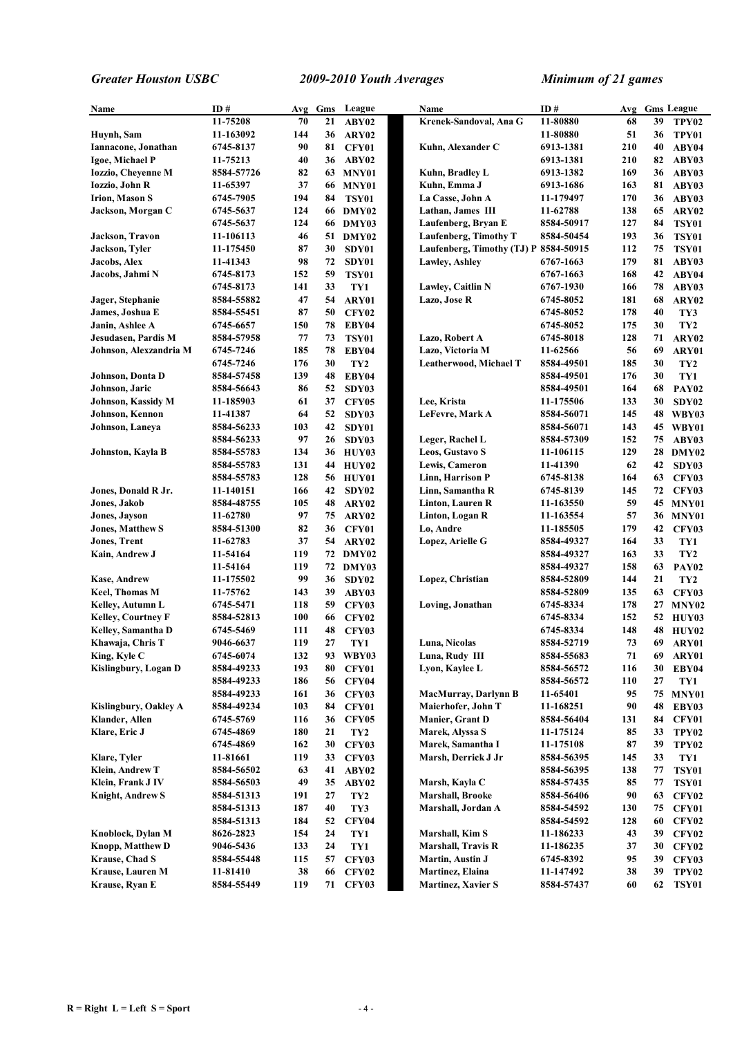*Greater Houston USBC* *2009-2010 Youth Averages* *Minimum of 21 games*

| Name | ID # | Avg | Gms | League |
|---|---|---|---|---|
| | 11-75208 | 70 | 21 | ABY02 |
| Huynh, Sam | 11-163092 | 144 | 36 | ARY02 |
| Iannacone, Jonathan | 6745-8137 | 90 | 81 | CFY01 |
| Igoe, Michael P | 11-75213 | 40 | 36 | ABY02 |
| Iozzio, Cheyenne M | 8584-57726 | 82 | 63 | MNY01 |
| Iozzio, John R | 11-65397 | 37 | 66 | MNY01 |
| Irion, Mason S | 6745-7905 | 194 | 84 | TSY01 |
| Jackson, Morgan C | 6745-5637 | 124 | 66 | DMY02 |
| | 6745-5637 | 124 | 66 | DMY03 |
| Jackson, Travon | 11-106113 | 46 | 51 | DMY02 |
| Jackson, Tyler | 11-175450 | 87 | 30 | SDY01 |
| Jacobs, Alex | 11-41343 | 98 | 72 | SDY01 |
| Jacobs, Jahmi N | 6745-8173 | 152 | 59 | TSY01 |
| | 6745-8173 | 141 | 33 | TY1 |
| Jager, Stephanie | 8584-55882 | 47 | 54 | ARY01 |
| James, Joshua E | 8584-55451 | 87 | 50 | CFY02 |
| Janin, Ashlee A | 6745-6657 | 150 | 78 | EBY04 |
| Jesudasen, Pardis M | 8584-57958 | 77 | 73 | TSY01 |
| Johnson, Alexzandria M | 6745-7246 | 185 | 78 | EBY04 |
| | 6745-7246 | 176 | 30 | TY2 |
| Johnson, Donta D | 8584-57458 | 139 | 48 | EBY04 |
| Johnson, Jaric | 8584-56643 | 86 | 52 | SDY03 |
| Johnson, Kassidy M | 11-185903 | 61 | 37 | CFY05 |
| Johnson, Kennon | 11-41387 | 64 | 52 | SDY03 |
| Johnson, Laneya | 8584-56233 | 103 | 42 | SDY01 |
| | 8584-56233 | 97 | 26 | SDY03 |
| Johnston, Kayla B | 8584-55783 | 134 | 36 | HUY03 |
| | 8584-55783 | 131 | 44 | HUY02 |
| | 8584-55783 | 128 | 56 | HUY01 |
| Jones, Donald R Jr. | 11-140151 | 166 | 42 | SDY02 |
| Jones, Jakob | 8584-48755 | 105 | 48 | ARY02 |
| Jones, Jayson | 11-62780 | 97 | 75 | ARY02 |
| Jones, Matthew S | 8584-51300 | 82 | 36 | CFY01 |
| Jones, Trent | 11-62783 | 37 | 54 | ARY02 |
| Kain, Andrew J | 11-54164 | 119 | 72 | DMY02 |
| | 11-54164 | 119 | 72 | DMY03 |
| Kase, Andrew | 11-175502 | 99 | 36 | SDY02 |
| Keel, Thomas M | 11-75762 | 143 | 39 | ABY03 |
| Kelley, Autumn L | 6745-5471 | 118 | 59 | CFY03 |
| Kelley, Courtney F | 8584-52813 | 100 | 66 | CFY02 |
| Kelley, Samantha D | 6745-5469 | 111 | 48 | CFY03 |
| Khawaja, Chris T | 9046-6637 | 119 | 27 | TY1 |
| King, Kyle C | 6745-6074 | 132 | 93 | WBY03 |
| Kislingbury, Logan D | 8584-49233 | 193 | 80 | CFY01 |
| | 8584-49233 | 186 | 56 | CFY04 |
| | 8584-49233 | 161 | 36 | CFY03 |
| Kislingbury, Oakley A | 8584-49234 | 103 | 84 | CFY01 |
| Klander, Allen | 6745-5769 | 116 | 36 | CFY05 |
| Klare, Eric J | 6745-4869 | 180 | 21 | TY2 |
| | 6745-4869 | 162 | 30 | CFY03 |
| Klare, Tyler | 11-81661 | 119 | 33 | CFY03 |
| Klein, Andrew T | 8584-56502 | 63 | 41 | ABY02 |
| Klein, Frank J IV | 8584-56503 | 49 | 35 | ABY02 |
| Knight, Andrew S | 8584-51313 | 191 | 27 | TY2 |
| | 8584-51313 | 187 | 40 | TY3 |
| | 8584-51313 | 184 | 52 | CFY04 |
| Knoblock, Dylan M | 8626-2823 | 154 | 24 | TY1 |
| Knopp, Matthew D | 9046-5436 | 133 | 24 | TY1 |
| Krause, Chad S | 8584-55448 | 115 | 57 | CFY03 |
| Krause, Lauren M | 11-81410 | 38 | 66 | CFY02 |
| Krause, Ryan E | 8584-55449 | 119 | 71 | CFY03 |
| Krenek-Sandoval, Ana G | 11-80880 | 68 | 39 | TPY02 |
| | 11-80880 | 51 | 36 | TPY01 |
| Kuhn, Alexander C | 6913-1381 | 210 | 40 | ABY04 |
| | 6913-1381 | 210 | 82 | ABY03 |
| Kuhn, Bradley L | 6913-1382 | 169 | 36 | ABY03 |
| Kuhn, Emma J | 6913-1686 | 163 | 81 | ABY03 |
| La Casse, John A | 11-179497 | 170 | 36 | ABY03 |
| Lathan, James III | 11-62788 | 138 | 65 | ARY02 |
| Laufenberg, Bryan E | 8584-50917 | 127 | 84 | TSY01 |
| Laufenberg, Timothy T | 8584-50454 | 193 | 36 | TSY01 |
| Laufenberg, Timothy (TJ) P | 8584-50915 | 112 | 75 | TSY01 |
| Lawley, Ashley | 6767-1663 | 179 | 81 | ABY03 |
| | 6767-1663 | 168 | 42 | ABY04 |
| Lawley, Caitlin N | 6767-1930 | 166 | 78 | ABY03 |
| Lazo, Jose R | 6745-8052 | 181 | 68 | ARY02 |
| | 6745-8052 | 178 | 40 | TY3 |
| | 6745-8052 | 175 | 30 | TY2 |
| Lazo, Robert A | 6745-8018 | 128 | 71 | ARY02 |
| Lazo, Victoria M | 11-62566 | 56 | 69 | ARY01 |
| Leatherwood, Michael T | 8584-49501 | 185 | 30 | TY2 |
| | 8584-49501 | 176 | 30 | TY1 |
| | 8584-49501 | 164 | 68 | PAY02 |
| Lee, Krista | 11-175506 | 133 | 30 | SDY02 |
| LeFevre, Mark A | 8584-56071 | 145 | 48 | WBY03 |
| | 8584-56071 | 143 | 45 | WBY01 |
| Leger, Rachel L | 8584-57309 | 152 | 75 | ABY03 |
| Leos, Gustavo S | 11-106115 | 129 | 28 | DMY02 |
| Lewis, Cameron | 11-41390 | 62 | 42 | SDY03 |
| Linn, Harrison P | 6745-8138 | 164 | 63 | CFY03 |
| Linn, Samantha R | 6745-8139 | 145 | 72 | CFY03 |
| Linton, Lauren R | 11-163550 | 59 | 45 | MNY01 |
| Linton, Logan R | 11-163554 | 57 | 36 | MNY01 |
| Lo, Andre | 11-185505 | 179 | 42 | CFY03 |
| Lopez, Arielle G | 8584-49327 | 164 | 33 | TY1 |
| | 8584-49327 | 163 | 33 | TY2 |
| | 8584-49327 | 158 | 63 | PAY02 |
| Lopez, Christian | 8584-52809 | 144 | 21 | TY2 |
| | 8584-52809 | 135 | 63 | CFY03 |
| Loving, Jonathan | 6745-8334 | 178 | 27 | MNY02 |
| | 6745-8334 | 152 | 52 | HUY03 |
| | 6745-8334 | 148 | 48 | HUY02 |
| Luna, Nicolas | 8584-52719 | 73 | 69 | ARY01 |
| Luna, Rudy III | 8584-55683 | 71 | 69 | ARY01 |
| Lyon, Kaylee L | 8584-56572 | 116 | 30 | EBY04 |
| | 8584-56572 | 110 | 27 | TY1 |
| MacMurray, Darlynn B | 11-65401 | 95 | 75 | MNY01 |
| Maierhofer, John T | 11-168251 | 90 | 48 | EBY03 |
| Manier, Grant D | 8584-56404 | 131 | 84 | CFY01 |
| Marek, Alyssa S | 11-175124 | 85 | 33 | TPY02 |
| Marek, Samantha I | 11-175108 | 87 | 39 | TPY02 |
| Marsh, Derrick J Jr | 8584-56395 | 145 | 33 | TY1 |
| | 8584-56395 | 138 | 77 | TSY01 |
| Marsh, Kayla C | 8584-57435 | 85 | 77 | TSY01 |
| Marshall, Brooke | 8584-56406 | 90 | 63 | CFY02 |
| Marshall, Jordan A | 8584-54592 | 130 | 75 | CFY01 |
| | 8584-54592 | 128 | 60 | CFY02 |
| Marshall, Kim S | 11-186233 | 43 | 39 | CFY02 |
| Marshall, Travis R | 11-186235 | 37 | 30 | CFY02 |
| Martin, Austin J | 6745-8392 | 95 | 39 | CFY03 |
| Martinez, Elaina | 11-147492 | 38 | 39 | TPY02 |
| Martinez, Xavier S | 8584-57437 | 60 | 62 | TSY01 |

**R = Right L = Left S = Sport**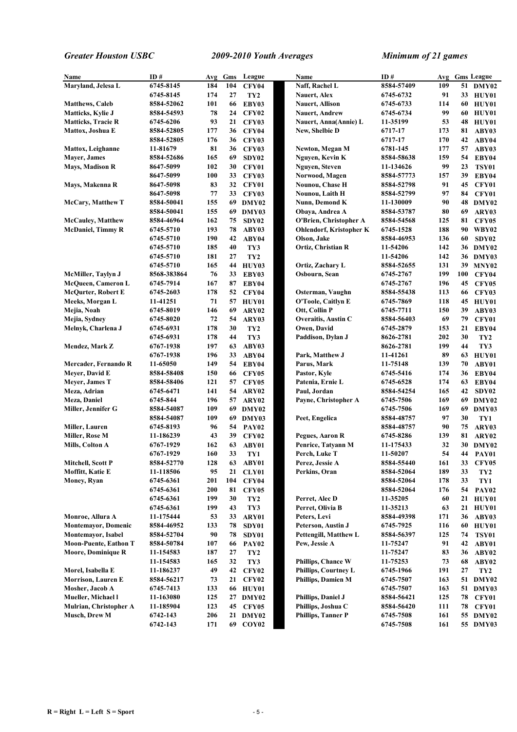*Greater Houston USBC* *2009-2010 Youth Averages* *Minimum of 21 games*

| Name | ID # | Avg | Gms | League |
|---|---|---|---|---|
| Maryland, Jelesa L | 6745-8145 | 184 | 104 | CFY04 |
| | 6745-8145 | 174 | 27 | TY2 |
| Matthews, Caleb | 8584-52062 | 101 | 66 | EBY03 |
| Matticks, Kylie J | 8584-54593 | 78 | 24 | CFY02 |
| Matticks, Tracie R | 6745-6206 | 93 | 21 | CFY03 |
| Mattox, Joshua E | 8584-52805 | 177 | 36 | CFY04 |
| | 8584-52805 | 176 | 36 | CFY03 |
| Mattox, Leighanne | 11-81679 | 81 | 36 | CFY03 |
| Mayer, James | 8584-52686 | 165 | 69 | SDY02 |
| Mays, Madison R | 8647-5099 | 102 | 30 | CFY01 |
| | 8647-5099 | 100 | 33 | CFY03 |
| Mays, Makenna R | 8647-5098 | 83 | 32 | CFY01 |
| | 8647-5098 | 77 | 33 | CFY03 |
| McCary, Matthew T | 8584-50041 | 155 | 69 | DMY02 |
| | 8584-50041 | 155 | 69 | DMY03 |
| McCauley, Matthew | 8584-46964 | 162 | 75 | SDY02 |
| McDaniel, Timmy R | 6745-5710 | 193 | 78 | ABY03 |
| | 6745-5710 | 190 | 42 | ABY04 |
| | 6745-5710 | 185 | 40 | TY3 |
| | 6745-5710 | 181 | 27 | TY2 |
| | 6745-5710 | 165 | 44 | HUY03 |
| McMiller, Taylyn J | 8568-383864 | 76 | 33 | EBY03 |
| McQueen, Cameron L | 6745-7914 | 167 | 87 | EBY04 |
| McQurter, Robert E | 6745-2603 | 178 | 52 | CFY04 |
| Meeks, Morgan L | 11-41251 | 71 | 57 | HUY01 |
| Mejia, Noah | 6745-8019 | 146 | 69 | ARY02 |
| Mejia, Sydney | 6745-8020 | 72 | 54 | ARY03 |
| Melnyk, Charlena J | 6745-6931 | 178 | 30 | TY2 |
| | 6745-6931 | 178 | 44 | TY3 |
| Mendez, Mark Z | 6767-1938 | 197 | 63 | ABY03 |
| | 6767-1938 | 196 | 33 | ABY04 |
| Mercader, Fernando R | 11-65050 | 149 | 54 | EBY04 |
| Meyer, David E | 8584-58408 | 150 | 66 | CFY05 |
| Meyer, James T | 8584-58406 | 121 | 57 | CFY05 |
| Meza, Adrian | 6745-6471 | 141 | 54 | ARY02 |
| Meza, Daniel | 6745-844 | 196 | 57 | ARY02 |
| Miller, Jennifer G | 8584-54087 | 109 | 69 | DMY02 |
| | 8584-54087 | 109 | 69 | DMY03 |
| Miller, Lauren | 6745-8193 | 96 | 54 | PAY02 |
| Miller, Rose M | 11-186239 | 43 | 39 | CFY02 |
| Mills, Colton A | 6767-1929 | 162 | 63 | ABY01 |
| | 6767-1929 | 160 | 33 | TY1 |
| Mitchell, Scott P | 8584-52770 | 128 | 63 | ABY01 |
| Moffitt, Katie E | 11-118506 | 95 | 21 | CLY01 |
| Money, Ryan | 6745-6361 | 201 | 104 | CFY04 |
| | 6745-6361 | 200 | 81 | CFY05 |
| | 6745-6361 | 199 | 30 | TY2 |
| | 6745-6361 | 199 | 43 | TY3 |
| Monroe, Allura A | 11-175444 | 53 | 33 | ARY01 |
| Montemayor, Domenic | 8584-46952 | 133 | 78 | SDY01 |
| Montemayor, Isabel | 8584-52704 | 90 | 78 | SDY01 |
| Moon-Puente, Eathon T | 8584-50784 | 107 | 66 | PAY02 |
| Moore, Dominique R | 11-154583 | 187 | 27 | TY2 |
| | 11-154583 | 165 | 32 | TY3 |
| Morel, Isabella E | 11-186237 | 49 | 42 | CFY02 |
| Morrison, Lauren E | 8584-56217 | 73 | 21 | CFY02 |
| Mosher, Jacob A | 6745-7413 | 133 | 66 | HUY01 |
| Mueller, Michael l | 11-163080 | 125 | 27 | DMY02 |
| Mulrian, Christopher A | 11-185904 | 123 | 45 | CFY05 |
| Musch, Drew M | 6742-143 | 206 | 21 | DMY02 |
| | 6742-143 | 171 | 69 | COY02 |
| Naff, Rachel L | 8584-57409 | 109 | 51 | DMY02 |
| Nauert, Alex | 6745-6732 | 91 | 33 | HUY01 |
| Nauert, Allison | 6745-6733 | 114 | 60 | HUY01 |
| Nauert, Andrew | 6745-6734 | 99 | 60 | HUY01 |
| Nauert, Anna(Annie) L | 11-35199 | 53 | 48 | HUY01 |
| New, Shelbie D | 6717-17 | 173 | 81 | ABY03 |
| | 6717-17 | 170 | 42 | ABY04 |
| Newton, Megan M | 6781-145 | 177 | 57 | ABY03 |
| Nguyen, Kevin K | 8584-58638 | 159 | 54 | EBY04 |
| Nguyen, Steven | 11-134626 | 99 | 23 | TSY01 |
| Norwood, Magen | 8584-57773 | 157 | 39 | EBY04 |
| Nounou, Chase H | 8584-52798 | 91 | 45 | CFY01 |
| Nounou, Laith H | 8584-52799 | 97 | 84 | CFY01 |
| Nunn, Demond K | 11-130009 | 90 | 48 | DMY02 |
| Obaya, Andrea A | 8584-53787 | 80 | 69 | ARY03 |
| O'Brien, Christopher A | 8584-54568 | 125 | 81 | CFY05 |
| Ohlendorf, Kristopher K | 6745-1528 | 188 | 90 | WBY02 |
| Olson, Jake | 8584-46953 | 136 | 60 | SDY02 |
| Ortiz, Christian R | 11-54206 | 142 | 36 | DMY02 |
| | 11-54206 | 142 | 36 | DMY03 |
| Ortiz, Zachary L | 8584-52655 | 131 | 39 | MNY02 |
| Osbourn, Sean | 6745-2767 | 199 | 100 | CFY04 |
| | 6745-2767 | 196 | 45 | CFY05 |
| Osterman, Vaughn | 8584-55438 | 113 | 66 | CFY03 |
| O'Toole, Caitlyn E | 6745-7869 | 118 | 45 | HUY01 |
| Ott, Collin P | 6745-7711 | 150 | 39 | ABY03 |
| Overaitis, Austin C | 8584-56403 | 69 | 79 | CFY01 |
| Owen, David | 6745-2879 | 153 | 21 | EBY04 |
| Paddison, Dylan J | 8626-2781 | 202 | 30 | TY2 |
| | 8626-2781 | 199 | 44 | TY3 |
| Park, Matthew J | 11-41261 | 89 | 63 | HUY01 |
| Parus, Mark | 11-75148 | 139 | 70 | ABY01 |
| Pastor, Kyle | 6745-5416 | 174 | 36 | EBY04 |
| Patenia, Ernie L | 6745-6528 | 174 | 63 | EBY04 |
| Paul, Jordan | 8584-54254 | 165 | 42 | SDY02 |
| Payne, Christopher A | 6745-7506 | 169 | 69 | DMY02 |
| | 6745-7506 | 169 | 69 | DMY03 |
| Peet, Engelica | 8584-48757 | 97 | 30 | TY1 |
| | 8584-48757 | 90 | 75 | ARY03 |
| Pegues, Aaron R | 6745-8286 | 139 | 81 | ARY02 |
| Penrice, Tatyann M | 11-175433 | 32 | 30 | DMY02 |
| Perch, Luke T | 11-50207 | 54 | 44 | PAY01 |
| Perez, Jessie A | 8584-55440 | 161 | 33 | CFY05 |
| Perkins, Oran | 8584-52064 | 189 | 33 | TY2 |
| | 8584-52064 | 178 | 33 | TY1 |
| | 8584-52064 | 176 | 54 | PAY02 |
| Perret, Alec D | 11-35205 | 60 | 21 | HUY01 |
| Perret, Olivia B | 11-35213 | 63 | 21 | HUY01 |
| Peters, Levi | 8584-49398 | 171 | 36 | ABY03 |
| Peterson, Austin J | 6745-7925 | 116 | 60 | HUY01 |
| Pettengill, Matthew L | 8584-56397 | 125 | 74 | TSY01 |
| Pew, Jessie A | 11-75247 | 91 | 42 | ABY01 |
| | 11-75247 | 83 | 36 | ABY02 |
| Phillips, Chance W | 11-75253 | 73 | 68 | ABY02 |
| Phillips, Courtney L | 6745-1966 | 191 | 27 | TY2 |
| Phillips, Damien M | 6745-7507 | 163 | 51 | DMY02 |
| | 6745-7507 | 163 | 51 | DMY03 |
| Phillips, Daniel J | 8584-56421 | 125 | 78 | CFY01 |
| Phillips, Joshua C | 8584-56420 | 111 | 78 | CFY01 |
| Phillips, Tanner P | 6745-7508 | 161 | 55 | DMY02 |
| | 6745-7508 | 161 | 55 | DMY03 |

R = Right L = Left S = Sport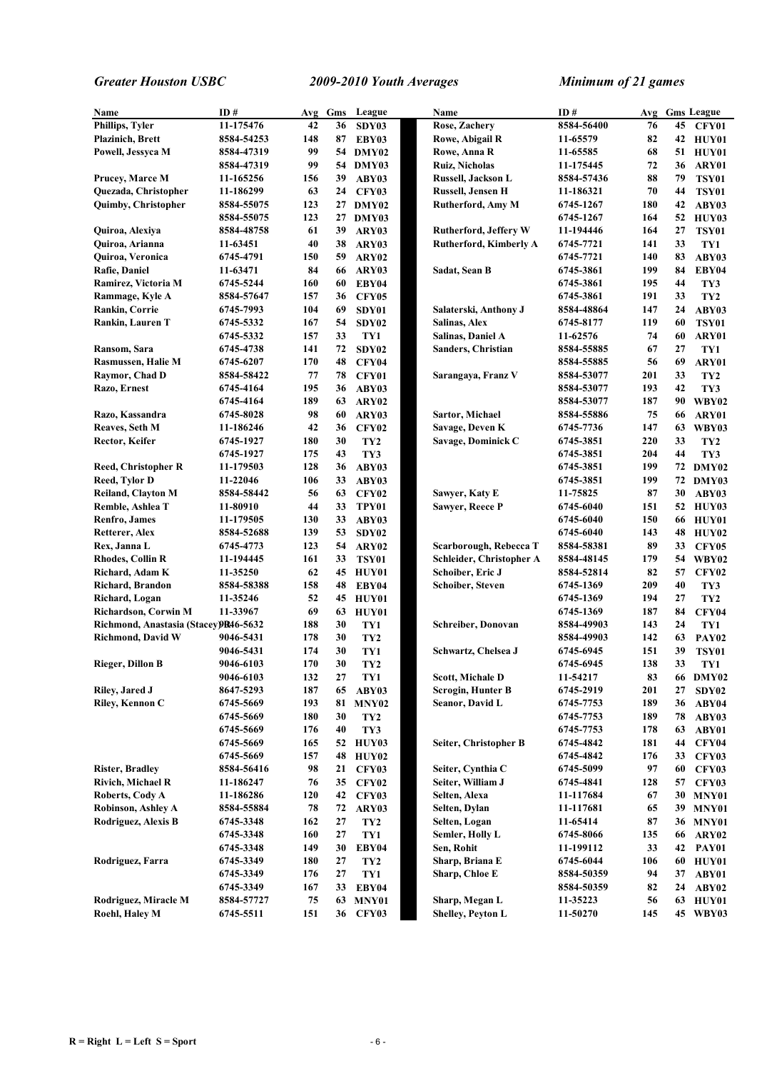*Greater Houston USBC* *2009-2010 Youth Averages* *Minimum of 21 games*

| Name | ID # | Avg | Gms | League |
|---|---|---|---|---|
| Phillips, Tyler | 11-175476 | 42 | 36 | SDY03 |
| Plazinich, Brett | 8584-54253 | 148 | 87 | EBY03 |
| Powell, Jessyca M | 8584-47319 | 99 | 54 | DMY02 |
| | 8584-47319 | 99 | 54 | DMY03 |
| Prucey, Marce M | 11-165256 | 156 | 39 | ABY03 |
| Quezada, Christopher | 11-186299 | 63 | 24 | CFY03 |
| Quimby, Christopher | 8584-55075 | 123 | 27 | DMY02 |
| | 8584-55075 | 123 | 27 | DMY03 |
| Quiroa, Alexiya | 8584-48758 | 61 | 39 | ARY03 |
| Quiroa, Arianna | 11-63451 | 40 | 38 | ARY03 |
| Quiroa, Veronica | 6745-4791 | 150 | 59 | ARY02 |
| Rafie, Daniel | 11-63471 | 84 | 66 | ARY03 |
| Ramirez, Victoria M | 6745-5244 | 160 | 60 | EBY04 |
| Rammage, Kyle A | 8584-57647 | 157 | 36 | CFY05 |
| Rankin, Corrie | 6745-7993 | 104 | 69 | SDY01 |
| Rankin, Lauren T | 6745-5332 | 167 | 54 | SDY02 |
| | 6745-5332 | 157 | 33 | TY1 |
| Ransom, Sara | 6745-4738 | 141 | 72 | SDY02 |
| Rasmussen, Halie M | 6745-6207 | 170 | 48 | CFY04 |
| Raymor, Chad D | 8584-58422 | 77 | 78 | CFY01 |
| Razo, Ernest | 6745-4164 | 195 | 36 | ABY03 |
| | 6745-4164 | 189 | 63 | ARY02 |
| Razo, Kassandra | 6745-8028 | 98 | 60 | ARY03 |
| Reaves, Seth M | 11-186246 | 42 | 36 | CFY02 |
| Rector, Keifer | 6745-1927 | 180 | 30 | TY2 |
| | 6745-1927 | 175 | 43 | TY3 |
| Reed, Christopher R | 11-179503 | 128 | 36 | ABY03 |
| Reed, Tylor D | 11-22046 | 106 | 33 | ABY03 |
| Reiland, Clayton M | 8584-58442 | 56 | 63 | CFY02 |
| Remble, Ashlea T | 11-80910 | 44 | 33 | TPY01 |
| Renfro, James | 11-179505 | 130 | 33 | ABY03 |
| Retterer, Alex | 8584-52688 | 139 | 53 | SDY02 |
| Rex, Janna L | 6745-4773 | 123 | 54 | ARY02 |
| Rhodes, Collin R | 11-194445 | 161 | 33 | TSY01 |
| Richard, Adam K | 11-35250 | 62 | 45 | HUY01 |
| Richard, Brandon | 8584-58388 | 158 | 48 | EBY04 |
| Richard, Logan | 11-35246 | 52 | 45 | HUY01 |
| Richardson, Corwin M | 11-33967 | 69 | 63 | HUY01 |
| Richmond, Anastasia (Stacey) | 9046-5632 | 188 | 30 | TY1 |
| Richmond, David W | 9046-5431 | 178 | 30 | TY2 |
| | 9046-5431 | 174 | 30 | TY1 |
| Rieger, Dillon B | 9046-6103 | 170 | 30 | TY2 |
| | 9046-6103 | 132 | 27 | TY1 |
| Riley, Jared J | 8647-5293 | 187 | 65 | ABY03 |
| Riley, Kennon C | 6745-5669 | 193 | 81 | MNY02 |
| | 6745-5669 | 180 | 30 | TY2 |
| | 6745-5669 | 176 | 40 | TY3 |
| | 6745-5669 | 165 | 52 | HUY03 |
| | 6745-5669 | 157 | 48 | HUY02 |
| Rister, Bradley | 8584-56416 | 98 | 21 | CFY03 |
| Rivich, Michael R | 11-186247 | 76 | 35 | CFY02 |
| Roberts, Cody A | 11-186286 | 120 | 42 | CFY03 |
| Robinson, Ashley A | 8584-55884 | 78 | 72 | ARY03 |
| Rodriguez, Alexis B | 6745-3348 | 162 | 27 | TY2 |
| | 6745-3348 | 160 | 27 | TY1 |
| | 6745-3348 | 149 | 30 | EBY04 |
| Rodriguez, Farra | 6745-3349 | 180 | 27 | TY2 |
| | 6745-3349 | 176 | 27 | TY1 |
| | 6745-3349 | 167 | 33 | EBY04 |
| Rodriguez, Miracle M | 8584-57727 | 75 | 63 | MNY01 |
| Roehl, Haley M | 6745-5511 | 151 | 36 | CFY03 |
| Rose, Zachery | 8584-56400 | 76 | 45 | CFY01 |
| Rowe, Abigail R | 11-65579 | 82 | 42 | HUY01 |
| Rowe, Anna R | 11-65585 | 68 | 51 | HUY01 |
| Ruiz, Nicholas | 11-175445 | 72 | 36 | ARY01 |
| Russell, Jackson L | 8584-57436 | 88 | 79 | TSY01 |
| Russell, Jensen H | 11-186321 | 70 | 44 | TSY01 |
| Rutherford, Amy M | 6745-1267 | 180 | 42 | ABY03 |
| | 6745-1267 | 164 | 52 | HUY03 |
| Rutherford, Jeffery W | 11-194446 | 164 | 27 | TSY01 |
| Rutherford, Kimberly A | 6745-7721 | 141 | 33 | TY1 |
| | 6745-7721 | 140 | 83 | ABY03 |
| Sadat, Sean B | 6745-3861 | 199 | 84 | EBY04 |
| | 6745-3861 | 195 | 44 | TY3 |
| | 6745-3861 | 191 | 33 | TY2 |
| Salaterski, Anthony J | 8584-48864 | 147 | 24 | ABY03 |
| Salinas, Alex | 6745-8177 | 119 | 60 | TSY01 |
| Salinas, Daniel A | 11-62576 | 74 | 60 | ARY01 |
| Sanders, Christian | 8584-55885 | 67 | 27 | TY1 |
| | 8584-55885 | 56 | 69 | ARY01 |
| Sarangaya, Franz V | 8584-53077 | 201 | 33 | TY2 |
| | 8584-53077 | 193 | 42 | TY3 |
| | 8584-53077 | 187 | 90 | WBY02 |
| Sartor, Michael | 8584-55886 | 75 | 66 | ARY01 |
| Savage, Deven K | 6745-7736 | 147 | 63 | WBY03 |
| Savage, Dominick C | 6745-3851 | 220 | 33 | TY2 |
| | 6745-3851 | 204 | 44 | TY3 |
| | 6745-3851 | 199 | 72 | DMY02 |
| | 6745-3851 | 199 | 72 | DMY03 |
| Sawyer, Katy E | 11-75825 | 87 | 30 | ABY03 |
| Sawyer, Reece P | 6745-6040 | 151 | 52 | HUY03 |
| | 6745-6040 | 150 | 66 | HUY01 |
| | 6745-6040 | 143 | 48 | HUY02 |
| Scarborough, Rebecca T | 8584-58381 | 89 | 33 | CFY05 |
| Schleider, Christopher A | 8584-48145 | 179 | 54 | WBY02 |
| Schoiber, Eric J | 8584-52814 | 82 | 57 | CFY02 |
| Schoiber, Steven | 6745-1369 | 209 | 40 | TY3 |
| | 6745-1369 | 194 | 27 | TY2 |
| | 6745-1369 | 187 | 84 | CFY04 |
| Schreiber, Donovan | 8584-49903 | 143 | 24 | TY1 |
| | 8584-49903 | 142 | 63 | PAY02 |
| Schwartz, Chelsea J | 6745-6945 | 151 | 39 | TSY01 |
| | 6745-6945 | 138 | 33 | TY1 |
| Scott, Michale D | 11-54217 | 83 | 66 | DMY02 |
| Scrogin, Hunter B | 6745-2919 | 201 | 27 | SDY02 |
| Seanor, David L | 6745-7753 | 189 | 36 | ABY04 |
| | 6745-7753 | 189 | 78 | ABY03 |
| | 6745-7753 | 178 | 63 | ABY01 |
| Seiter, Christopher B | 6745-4842 | 181 | 44 | CFY04 |
| | 6745-4842 | 176 | 33 | CFY03 |
| Seiter, Cynthia C | 6745-5099 | 97 | 60 | CFY03 |
| Seiter, William J | 6745-4841 | 128 | 57 | CFY03 |
| Selten, Alexa | 11-117684 | 67 | 30 | MNY01 |
| Selten, Dylan | 11-117681 | 65 | 39 | MNY01 |
| Selten, Logan | 11-65414 | 87 | 36 | MNY01 |
| Semler, Holly L | 6745-8066 | 135 | 66 | ARY02 |
| Sen, Rohit | 11-199112 | 33 | 42 | PAY01 |
| Sharp, Briana E | 6745-6044 | 106 | 60 | HUY01 |
| Sharp, Chloe E | 8584-50359 | 94 | 37 | ABY01 |
| | 8584-50359 | 82 | 24 | ABY02 |
| Sharp, Megan L | 11-35223 | 56 | 63 | HUY01 |
| Shelley, Peyton L | 11-50270 | 145 | 45 | WBY03 |

R = Right L = Left S = Sport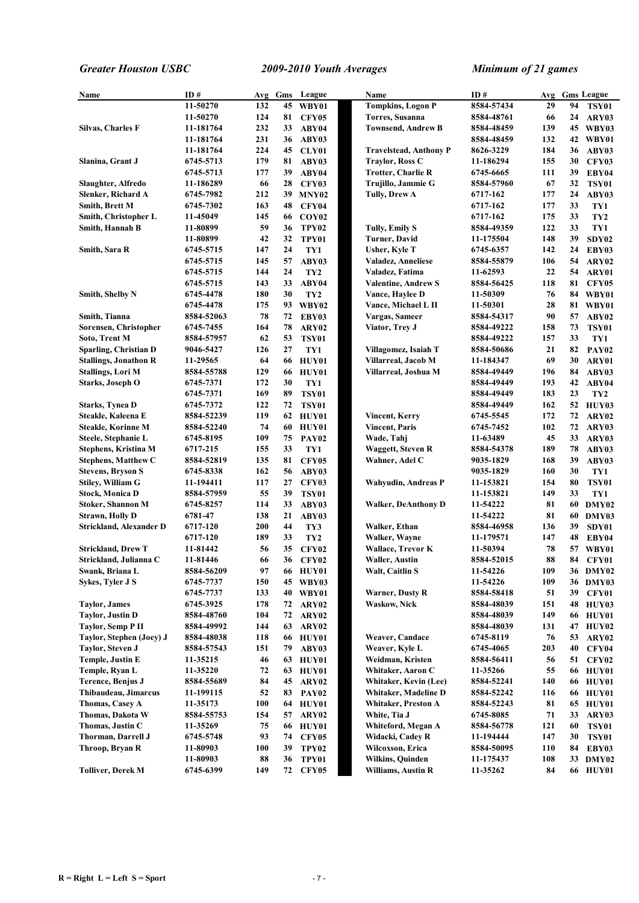| Name | ID # | Avg | Gms | League |
|---|---|---|---|---|
| | 11-50270 | 132 | 45 | WBY01 |
| | 11-50270 | 124 | 81 | CFY05 |
| Silvas, Charles F | 11-181764 | 232 | 33 | ABY04 |
| | 11-181764 | 231 | 36 | ABY03 |
| | 11-181764 | 224 | 45 | CLY01 |
| Slanina, Grant J | 6745-5713 | 179 | 81 | ABY03 |
| | 6745-5713 | 177 | 39 | ABY04 |
| Slaughter, Alfredo | 11-186289 | 66 | 28 | CFY03 |
| Slenker, Richard A | 6745-7982 | 212 | 39 | MNY02 |
| Smith, Brett M | 6745-7302 | 163 | 48 | CFY04 |
| Smith, Christopher L | 11-45049 | 145 | 66 | COY02 |
| Smith, Hannah B | 11-80899 | 59 | 36 | TPY02 |
| | 11-80899 | 42 | 32 | TPY01 |
| Smith, Sara R | 6745-5715 | 147 | 24 | TY1 |
| | 6745-5715 | 145 | 57 | ABY03 |
| | 6745-5715 | 144 | 24 | TY2 |
| | 6745-5715 | 143 | 33 | ABY04 |
| Smith, Shelby N | 6745-4478 | 180 | 30 | TY2 |
| | 6745-4478 | 175 | 93 | WBY02 |
| Smith, Tianna | 8584-52063 | 78 | 72 | EBY03 |
| Sorensen, Christopher | 6745-7455 | 164 | 78 | ARY02 |
| Soto, Trent M | 8584-57957 | 62 | 53 | TSY01 |
| Sparling, Christian D | 9046-5427 | 126 | 27 | TY1 |
| Stallings, Jonathon R | 11-29565 | 64 | 66 | HUY01 |
| Stallings, Lori M | 8584-55788 | 129 | 66 | HUY01 |
| Starks, Joseph O | 6745-7371 | 172 | 30 | TY1 |
| | 6745-7371 | 169 | 89 | TSY01 |
| Starks, Tynea D | 6745-7372 | 122 | 72 | TSY01 |
| Steakle, Kaleena E | 8584-52239 | 119 | 62 | HUY01 |
| Steakle, Korinne M | 8584-52240 | 74 | 60 | HUY01 |
| Steele, Stephanie L | 6745-8195 | 109 | 75 | PAY02 |
| Stephens, Kristina M | 6717-215 | 155 | 33 | TY1 |
| Stephens, Matthew C | 8584-52819 | 135 | 81 | CFY05 |
| Stevens, Bryson S | 6745-8338 | 162 | 56 | ABY03 |
| Stiley, William G | 11-194411 | 117 | 27 | CFY03 |
| Stock, Monica D | 8584-57959 | 55 | 39 | TSY01 |
| Stoker, Shannon M | 6745-8257 | 114 | 33 | ABY03 |
| Strawn, Holly D | 6781-47 | 138 | 21 | ABY03 |
| Strickland, Alexander D | 6717-120 | 200 | 44 | TY3 |
| | 6717-120 | 189 | 33 | TY2 |
| Strickland, Drew T | 11-81442 | 56 | 35 | CFY02 |
| Strickland, Julianna C | 11-81446 | 66 | 36 | CFY02 |
| Swank, Briana L | 8584-56209 | 97 | 66 | HUY01 |
| Sykes, Tyler J S | 6745-7737 | 150 | 45 | WBY03 |
| | 6745-7737 | 133 | 40 | WBY01 |
| Taylor, James | 6745-3925 | 178 | 72 | ARY02 |
| Taylor, Justin D | 8584-48760 | 104 | 72 | ARY02 |
| Taylor, Semp P II | 8584-49992 | 144 | 63 | ARY02 |
| Taylor, Stephen (Joey) J | 8584-48038 | 118 | 66 | HUY01 |
| Taylor, Steven J | 8584-57543 | 151 | 79 | ABY03 |
| Temple, Justin E | 11-35215 | 46 | 63 | HUY01 |
| Temple, Ryan L | 11-35220 | 72 | 63 | HUY01 |
| Terence, Benjus J | 8584-55689 | 84 | 45 | ARY02 |
| Thibaudeau, Jimarcus | 11-199115 | 52 | 83 | PAY02 |
| Thomas, Casey A | 11-35173 | 100 | 64 | HUY01 |
| Thomas, Dakota W | 8584-55753 | 154 | 57 | ARY02 |
| Thomas, Justin C | 11-35269 | 75 | 66 | HUY01 |
| Thorman, Darrell J | 6745-5748 | 93 | 74 | CFY05 |
| Throop, Bryan R | 11-80903 | 100 | 39 | TPY02 |
| | 11-80903 | 88 | 36 | TPY01 |
| Tolliver, Derek M | 6745-6399 | 149 | 72 | CFY05 |
| Tompkins, Logon P | 8584-57434 | 29 | 94 | TSY01 |
| Torres, Susanna | 8584-48761 | 66 | 24 | ARY03 |
| Townsend, Andrew B | 8584-48459 | 139 | 45 | WBY03 |
| | 8584-48459 | 132 | 42 | WBY01 |
| Travelstead, Anthony P | 8626-3229 | 184 | 36 | ABY03 |
| Traylor, Ross C | 11-186294 | 155 | 30 | CFY03 |
| Trotter, Charlie R | 6745-6665 | 111 | 39 | EBY04 |
| Trujillo, Jammie G | 8584-57960 | 67 | 32 | TSY01 |
| Tully, Drew A | 6717-162 | 177 | 24 | ABY03 |
| | 6717-162 | 177 | 33 | TY1 |
| | 6717-162 | 175 | 33 | TY2 |
| Tully, Emily S | 8584-49359 | 122 | 33 | TY1 |
| Turner, David | 11-175504 | 148 | 39 | SDY02 |
| Usher, Kyle T | 6745-6357 | 142 | 24 | EBY03 |
| Valadez, Anneliese | 8584-55879 | 106 | 54 | ARY02 |
| Valadez, Fatima | 11-62593 | 22 | 54 | ARY01 |
| Valentine, Andrew S | 8584-56425 | 118 | 81 | CFY05 |
| Vance, Haylee D | 11-50309 | 76 | 84 | WBY01 |
| Vance, Michael L II | 11-50301 | 28 | 81 | WBY01 |
| Vargas, Sameer | 8584-54317 | 90 | 57 | ABY02 |
| Viator, Trey J | 8584-49222 | 158 | 73 | TSY01 |
| | 8584-49222 | 157 | 33 | TY1 |
| Villagomez, Isaiah T | 8584-50686 | 21 | 82 | PAY02 |
| Villarreal, Jacob M | 11-184347 | 69 | 30 | ARY01 |
| Villarreal, Joshua M | 8584-49449 | 196 | 84 | ABY03 |
| | 8584-49449 | 193 | 42 | ABY04 |
| | 8584-49449 | 183 | 23 | TY2 |
| | 8584-49449 | 162 | 52 | HUY03 |
| Vincent, Kerry | 6745-5545 | 172 | 72 | ARY02 |
| Vincent, Paris | 6745-7452 | 102 | 72 | ARY03 |
| Wade, Tahj | 11-63489 | 45 | 33 | ARY03 |
| Waggett, Steven R | 8584-54378 | 189 | 78 | ABY03 |
| Wahner, Adel C | 9035-1829 | 168 | 39 | ABY03 |
| | 9035-1829 | 160 | 30 | TY1 |
| Wahyudin, Andreas P | 11-153821 | 154 | 80 | TSY01 |
| | 11-153821 | 149 | 33 | TY1 |
| Walker, DeAnthony D | 11-54222 | 81 | 60 | DMY02 |
| | 11-54222 | 81 | 60 | DMY03 |
| Walker, Ethan | 8584-46958 | 136 | 39 | SDY01 |
| Walker, Wayne | 11-179571 | 147 | 48 | EBY04 |
| Wallace, Trevor K | 11-50394 | 78 | 57 | WBY01 |
| Waller, Austin | 8584-52015 | 88 | 84 | CFY01 |
| Walt, Caitlin S | 11-54226 | 109 | 36 | DMY02 |
| | 11-54226 | 109 | 36 | DMY03 |
| Warner, Dusty R | 8584-58418 | 51 | 39 | CFY01 |
| Waskow, Nick | 8584-48039 | 151 | 48 | HUY03 |
| | 8584-48039 | 149 | 66 | HUY01 |
| | 8584-48039 | 131 | 47 | HUY02 |
| Weaver, Candace | 6745-8119 | 76 | 53 | ARY02 |
| Weaver, Kyle L | 6745-4065 | 203 | 40 | CFY04 |
| Weidman, Kristen | 8584-56411 | 56 | 51 | CFY02 |
| Whitaker, Aaron C | 11-35266 | 55 | 66 | HUY01 |
| Whitaker, Kevin (Lee) | 8584-52241 | 140 | 66 | HUY01 |
| Whitaker, Madeline D | 8584-52242 | 116 | 66 | HUY01 |
| Whitaker, Preston A | 8584-52243 | 81 | 65 | HUY01 |
| White, Tia J | 6745-8085 | 71 | 33 | ARY03 |
| Whiteford, Megan A | 8584-56778 | 121 | 60 | TSY01 |
| Widacki, Cadey R | 11-194444 | 147 | 30 | TSY01 |
| Wilcoxson, Erica | 8584-50095 | 110 | 84 | EBY03 |
| Wilkins, Quinden | 11-175437 | 108 | 33 | DMY02 |
| Williams, Austin R | 11-35262 | 84 | 66 | HUY01 |

R = Right L = Left S = Sport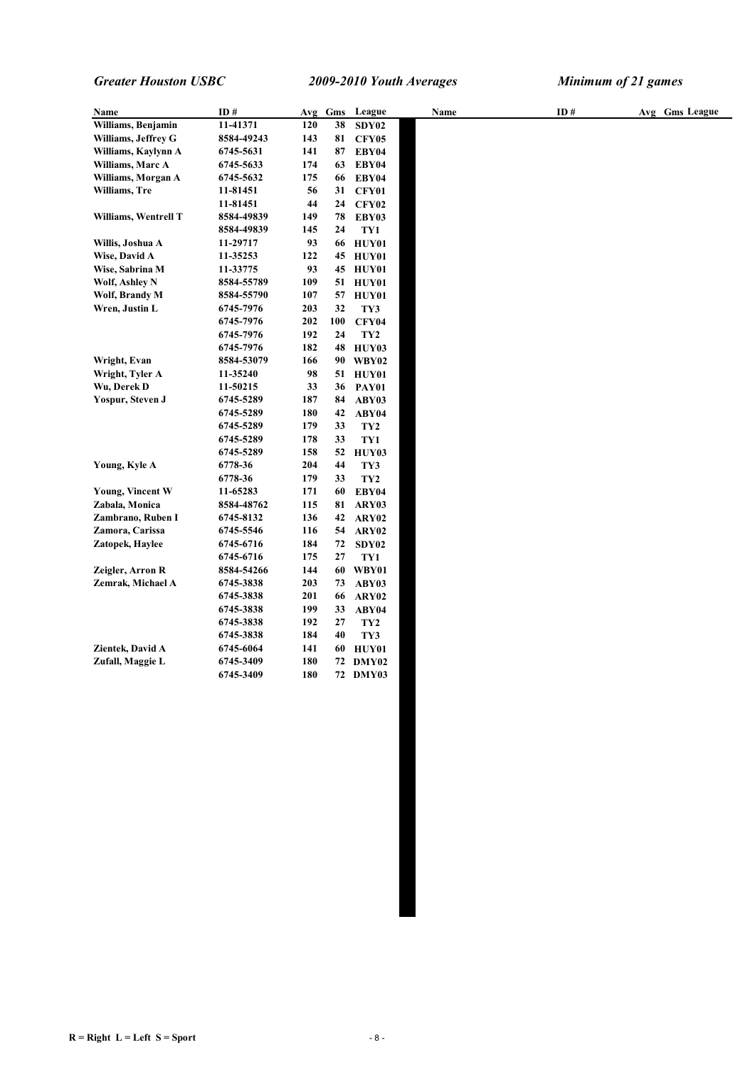*Greater Houston USBC* *2009-2010 Youth Averages* *Minimum of 21 games*

| Name | ID # | Avg | Gms | League |
|---|---|---|---|---|
| Williams, Benjamin | 11-41371 | 120 | 38 | SDY02 |
| Williams, Jeffrey G | 8584-49243 | 143 | 81 | CFY05 |
| Williams, Kaylynn A | 6745-5631 | 141 | 87 | EBY04 |
| Williams, Marc A | 6745-5633 | 174 | 63 | EBY04 |
| Williams, Morgan A | 6745-5632 | 175 | 66 | EBY04 |
| Williams, Tre | 11-81451 | 56 | 31 | CFY01 |
| | 11-81451 | 44 | 24 | CFY02 |
| Williams, Wentrell T | 8584-49839 | 149 | 78 | EBY03 |
| | 8584-49839 | 145 | 24 | TY1 |
| Willis, Joshua A | 11-29717 | 93 | 66 | HUY01 |
| Wise, David A | 11-35253 | 122 | 45 | HUY01 |
| Wise, Sabrina M | 11-33775 | 93 | 45 | HUY01 |
| Wolf, Ashley N | 8584-55789 | 109 | 51 | HUY01 |
| Wolf, Brandy M | 8584-55790 | 107 | 57 | HUY01 |
| Wren, Justin L | 6745-7976 | 203 | 32 | TY3 |
| | 6745-7976 | 202 | 100 | CFY04 |
| | 6745-7976 | 192 | 24 | TY2 |
| | 6745-7976 | 182 | 48 | HUY03 |
| Wright, Evan | 8584-53079 | 166 | 90 | WBY02 |
| Wright, Tyler A | 11-35240 | 98 | 51 | HUY01 |
| Wu, Derek D | 11-50215 | 33 | 36 | PAY01 |
| Yospur, Steven J | 6745-5289 | 187 | 84 | ABY03 |
| | 6745-5289 | 180 | 42 | ABY04 |
| | 6745-5289 | 179 | 33 | TY2 |
| | 6745-5289 | 178 | 33 | TY1 |
| | 6745-5289 | 158 | 52 | HUY03 |
| Young, Kyle A | 6778-36 | 204 | 44 | TY3 |
| | 6778-36 | 179 | 33 | TY2 |
| Young, Vincent W | 11-65283 | 171 | 60 | EBY04 |
| Zabala, Monica | 8584-48762 | 115 | 81 | ARY03 |
| Zambrano, Ruben I | 6745-8132 | 136 | 42 | ARY02 |
| Zamora, Carissa | 6745-5546 | 116 | 54 | ARY02 |
| Zatopek, Haylee | 6745-6716 | 184 | 72 | SDY02 |
| | 6745-6716 | 175 | 27 | TY1 |
| Zeigler, Arron R | 8584-54266 | 144 | 60 | WBY01 |
| Zemrak, Michael A | 6745-3838 | 203 | 73 | ABY03 |
| | 6745-3838 | 201 | 66 | ARY02 |
| | 6745-3838 | 199 | 33 | ABY04 |
| | 6745-3838 | 192 | 27 | TY2 |
| | 6745-3838 | 184 | 40 | TY3 |
| Zientek, David A | 6745-6064 | 141 | 60 | HUY01 |
| Zufall, Maggie L | 6745-3409 | 180 | 72 | DMY02 |
| | 6745-3409 | 180 | 72 | DMY03 |

**R = Right L = Left S = Sport**